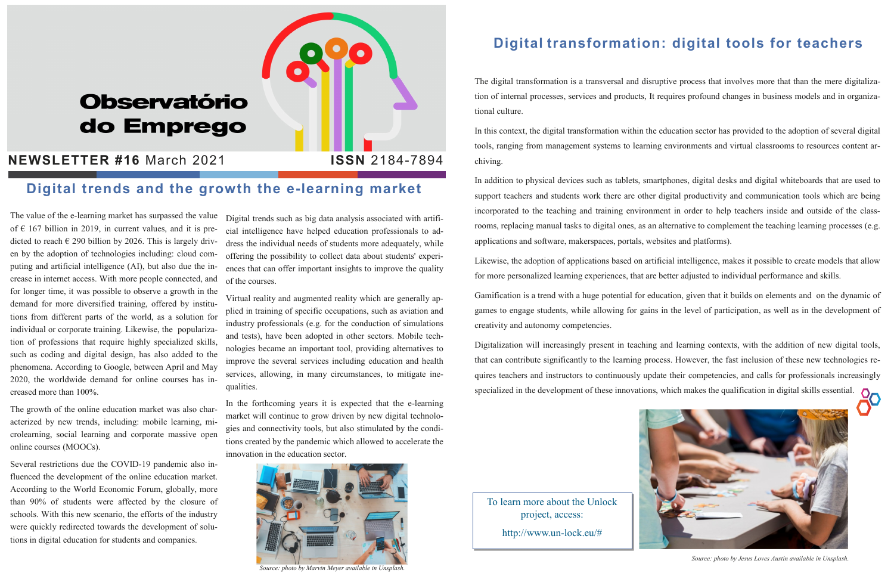# Observatório do Emprego

**NEWSLETTER #16** March 2021 **ISSN** 2184-7894

## Digital trends and the growth the e-learning market

The value of the e-learning market has surpassed the value of € 167 billion in 2019, in current values, and it is predicted to reach € 290 billion by 2026. This is largely driven by the adoption of technologies including: cloud computing and artificial intelligence (AI), but also due the increase in internet access. With more people connected, and for longer time, it was possible to observe a growth in the demand for more diversified training, offered by institutions from different parts of the world, as a solution for individual or corporate training. Likewise, the popularization of professions that require highly specialized skills, such as coding and digital design, has also added to the phenomena. According to Google, between April and May 2020, the worldwide demand for online courses has increased more than 100%.

The growth of the online education market was also characterized by new trends, including: mobile learning, microlearning, social learning and corporate massive open online courses (MOOCs).

Several restrictions due the COVID-19 pandemic also influenced the development of the online education market. According to the World Economic Forum, globally, more than 90% of students were affected by the closure of schools. With this new scenario, the efforts of the industry were quickly redirected towards the development of solutions in digital education for students and companies.

Digital trends such as big data analysis associated with artificial intelligence have helped education professionals to address the individual needs of students more adequately, while offering the possibility to collect data about students' experiences that can offer important insights to improve the quality of the courses.

Virtual reality and augmented reality which are generally applied in training of specific occupations, such as aviation and industry professionals (e.g. for the conduction of simulations and tests), have been adopted in other sectors. Mobile technologies became an important tool, providing alternatives to improve the several services including education and health services, allowing, in many circumstances, to mitigate inequalities.

In the forthcoming years it is expected that the e-learning market will continue to grow driven by new digital technologies and connectivity tools, but also stimulated by the conditions created by the pandemic which allowed to accelerate the innovation in the education sector.

*Source: photo by Marvin Meyer available in Unsplash.*

## Digital transformation: digital tools for teachers

The digital transformation is a transversal and disruptive process that involves more that than the mere digitalization of internal processes, services and products, It requires profound changes in business models and in organizational culture.

In this context, the digital transformation within the education sector has provided to the adoption of several digital tools, ranging from management systems to learning environments and virtual classrooms to resources content archiving.

In addition to physical devices such as tablets, smartphones, digital desks and digital whiteboards that are used to support teachers and students work there are other digital productivity and communication tools which are being incorporated to the teaching and training environment in order to help teachers inside and outside of the classrooms, replacing manual tasks to digital ones, as an alternative to complement the teaching learning processes (e.g. applications and software, makerspaces, portals, websites and platforms).

Likewise, the adoption of applications based on artificial intelligence, makes it possible to create models that allow for more personalized learning experiences, that are better adjusted to individual performance and skills.

Gamification is a trend with a huge potential for education, given that it builds on elements and on the dynamic of games to engage students, while allowing for gains in the level of participation, as well as in the development of creativity and autonomy competencies.

Digitalization will increasingly present in teaching and learning contexts, with the addition of new digital tools, that can contribute significantly to the learning process. However, the fast inclusion of these new technologies requires teachers and instructors to continuously update their competencies, and calls for professionals increasingly specialized in the development of these innovations, which makes the qualification in digital skills essential.

To learn more about the Unlock project, access:

http://www.un-lock.eu/#

*Source: photo by Jesus Loves Austin available in Unsplash.*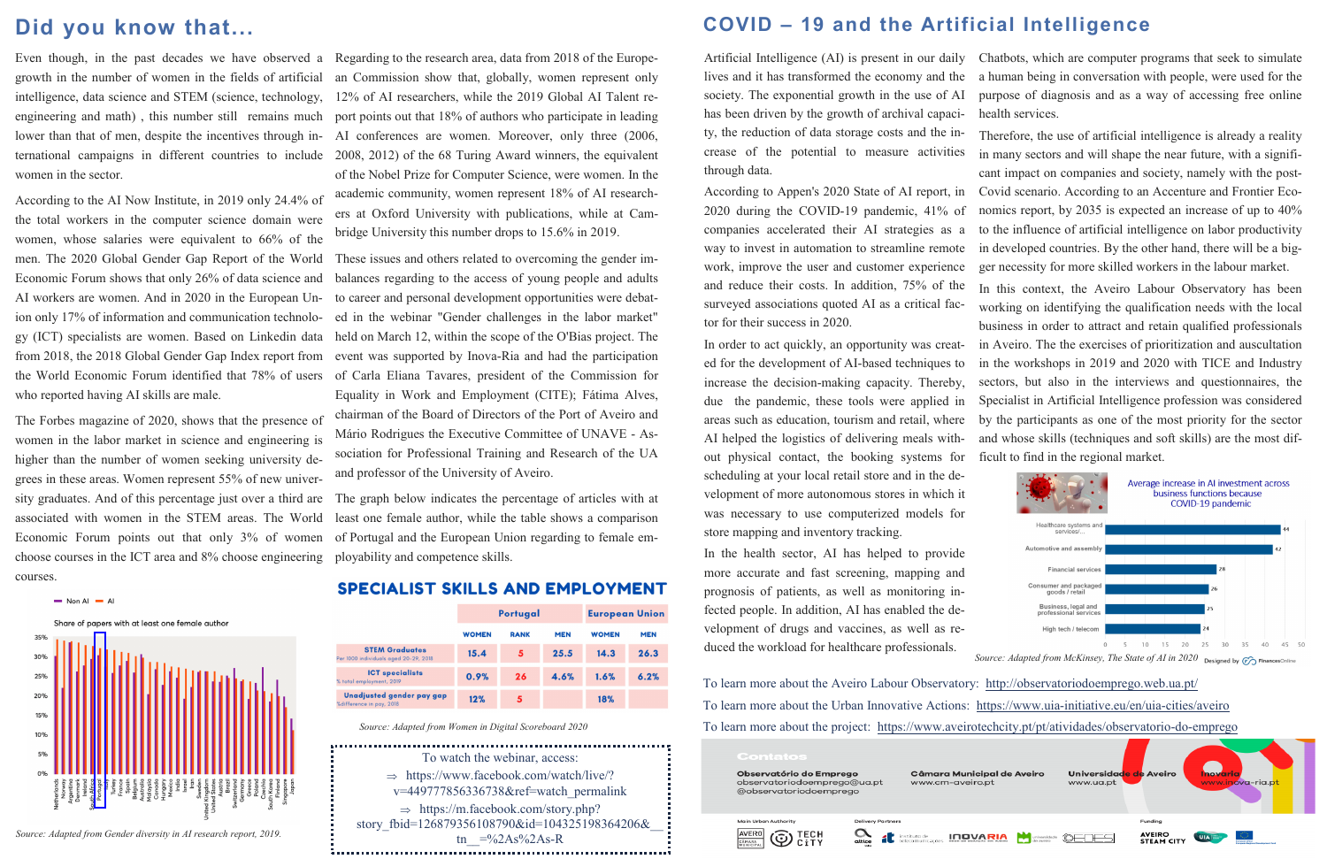# Did you know that...

Even though, in the past decades we have observed a growth in the number of women in the fields of artificial intelligence, data science and STEM (science, technology, engineering and math) , this number still remains much lower than that of men, despite the incentives through international campaigns in different countries to include women in the sector.

According to the AI Now Institute, in 2019 only 24.4% of the total workers in the computer science domain were women, whose salaries were equivalent to 66% of the men. The 2020 Global Gender Gap Report of the World Economic Forum shows that only 26% of data science and AI workers are women. And in 2020 in the European Union only 17% of information and communication technology (ICT) specialists are women. Based on Linkedin data from 2018, the 2018 Global Gender Gap Index report from the World Economic Forum identified that 78% of users who reported having AI skills are male.

The Forbes magazine of 2020, shows that the presence of women in the labor market in science and engineering is higher than the number of women seeking university degrees in these areas. Women represent 55% of new university graduates. And of this percentage just over a third are associated with women in the STEM areas. The World Economic Forum points out that only 3% of women choose courses in the ICT area and 8% choose engineering courses.

Non AI   AI

Share of papers with at least one female author

35% 30% 25% 20% 15% 10% 5% 0%

Netherlands Norway Argentina Denmark Finland Israel South Africa Portugal Turkey France Spain Belgium Australia Malaysia Canada Hungary Mexico India Iran Sweden United Kingdom United States Austria Brazil Switzerland Germany Greece Poland Czechia South Korea Finland Singapore Japan

*Source: Adapted from Gender diversity in AI research report, 2019.*

Regarding to the research area, data from 2018 of the European Commission show that, globally, women represent only 12% of AI researchers, while the 2019 Global AI Talent report points out that 18% of authors who participate in leading AI conferences are women. Moreover, only three (2006, 2008, 2012) of the 68 Turing Award winners, the equivalent of the Nobel Prize for Computer Science, were women. In the academic community, women represent 18% of AI researchers at Oxford University with publications, while at Cambridge University this number drops to 15.6% in 2019.

These issues and others related to overcoming the gender imbalances regarding to the access of young people and adults to career and personal development opportunities were debated in the webinar "Gender challenges in the labor market" held on March 12, within the scope of the O'Bias project. The event was supported by Inova-Ria and had the participation of Carla Eliana Tavares, president of the Commission for Equality in Work and Employment (CITE); Fátima Alves, chairman of the Board of Directors of the Port of Aveiro and Mário Rodrigues the Executive Committee of UNAVE - Association for Professional Training and Research of the UA and professor of the University of Aveiro.

The graph below indicates the percentage of articles with at least one female author, while the table shows a comparison of Portugal and the European Union regarding to female employability and competence skills.

## SPECIALIST SKILLS AND EMPLOYMENT

| | Portugal | | | European Union | |
|---|---|---|---|---|---|
| | WOMEN | RANK | MEN | WOMEN | MEN |
| STEM Graduates (Per 1000 individuals aged 20-29, 2018) | 15.4 | 5 | 25.5 | 14.3 | 26.3 |
| ICT specialists (% total employment, 2019) | 0.9% | 26 | 4.6% | 1.6% | 6.2% |
| Unadjusted gender pay gap (% difference in pay, 2018) | 12% | 5 | | 18% | |

*Source: Adapted from Women in Digital Scoreboard 2020*

To watch the webinar, access:

⇒ https://www.facebook.com/watch/live/?v=449777856336738&ref=watch_permalink

⇒ https://m.facebook.com/story.php?story_fbid=126879356108790&id=104325198364206&__tn__=%2As%2As-R

# COVID – 19 and the Artificial Intelligence

Artificial Intelligence (AI) is present in our daily lives and it has transformed the economy and the society. The exponential growth in the use of AI has been driven by the growth of archival capacity, the reduction of data storage costs and the increase of the potential to measure activities through data.

According to Appen's 2020 State of AI report, in 2020 during the COVID-19 pandemic, 41% of companies accelerated their AI strategies as a way to invest in automation to streamline remote work, improve the user and customer experience and reduce their costs. In addition, 75% of the surveyed associations quoted AI as a critical factor for their success in 2020.

In order to act quickly, an opportunity was created for the development of AI-based techniques to increase the decision-making capacity. Thereby, due the pandemic, these tools were applied in areas such as education, tourism and retail, where AI helped the logistics of delivering meals without physical contact, the booking systems for scheduling at your local retail store and in the development of more autonomous stores in which it was necessary to use computerized models for store mapping and inventory tracking.

In the health sector, AI has helped to provide more accurate and fast screening, mapping and prognosis of patients, as well as monitoring infected people. In addition, AI has enabled the development of drugs and vaccines, as well as reduced the workload for healthcare professionals.

Chatbots, which are computer programs that seek to simulate a human being in conversation with people, were used for the purpose of diagnosis and as a way of accessing free online health services.

Therefore, the use of artificial intelligence is already a reality in many sectors and will shape the near future, with a significant impact on companies and society, namely with the post-Covid scenario. According to an Accenture and Frontier Economics report, by 2035 is expected an increase of up to 40% to the influence of artificial intelligence on labor productivity in developed countries. By the other hand, there will be a bigger necessity for more skilled workers in the labour market.

In this context, the Aveiro Labour Observatory has been working on identifying the qualification needs with the local business in order to attract and retain qualified professionals in Aveiro. The the exercises of prioritization and auscultation in the workshops in 2019 and 2020 with TICE and Industry sectors, but also in the interviews and questionnaires, the Specialist in Artificial Intelligence profession was considered by the participants as one of the most priority for the sector and whose skills (techniques and soft skills) are the most difficult to find in the regional market.

Average increase in AI investment across business functions because COVID-19 pandemic

Healthcare systems and services/... 44
Automotive and assembly 42
Financial services 28
Consumer and packaged goods / retail 26
Business, legal and professional services 25
High tech / telecom 24

0 5 10 15 20 25 30 35 40 45 50

*Source: Adapted from McKinsey, The State of AI in 2020* Designed by FinancesOnline

To learn more about the Aveiro Labour Observatory: http://observatoriodoemprego.web.ua.pt/

To learn more about the Urban Innovative Actions: https://www.uia-initiative.eu/en/uia-cities/aveiro

To learn more about the project: https://www.aveirotechcity.pt/pt/atividades/observatorio-do-emprego

**Contatos**

**Observatório do Emprego**
observatoriodoemprego@ua.pt
@observatoriodoemprego

**Câmara Municipal de Aveiro**
www.cm-aveiro.pt

**Universidade de Aveiro**
www.ua.pt

**Inovaria**
www.inova-ria.pt

Main Urban Authority — Delivery Partners — Funding